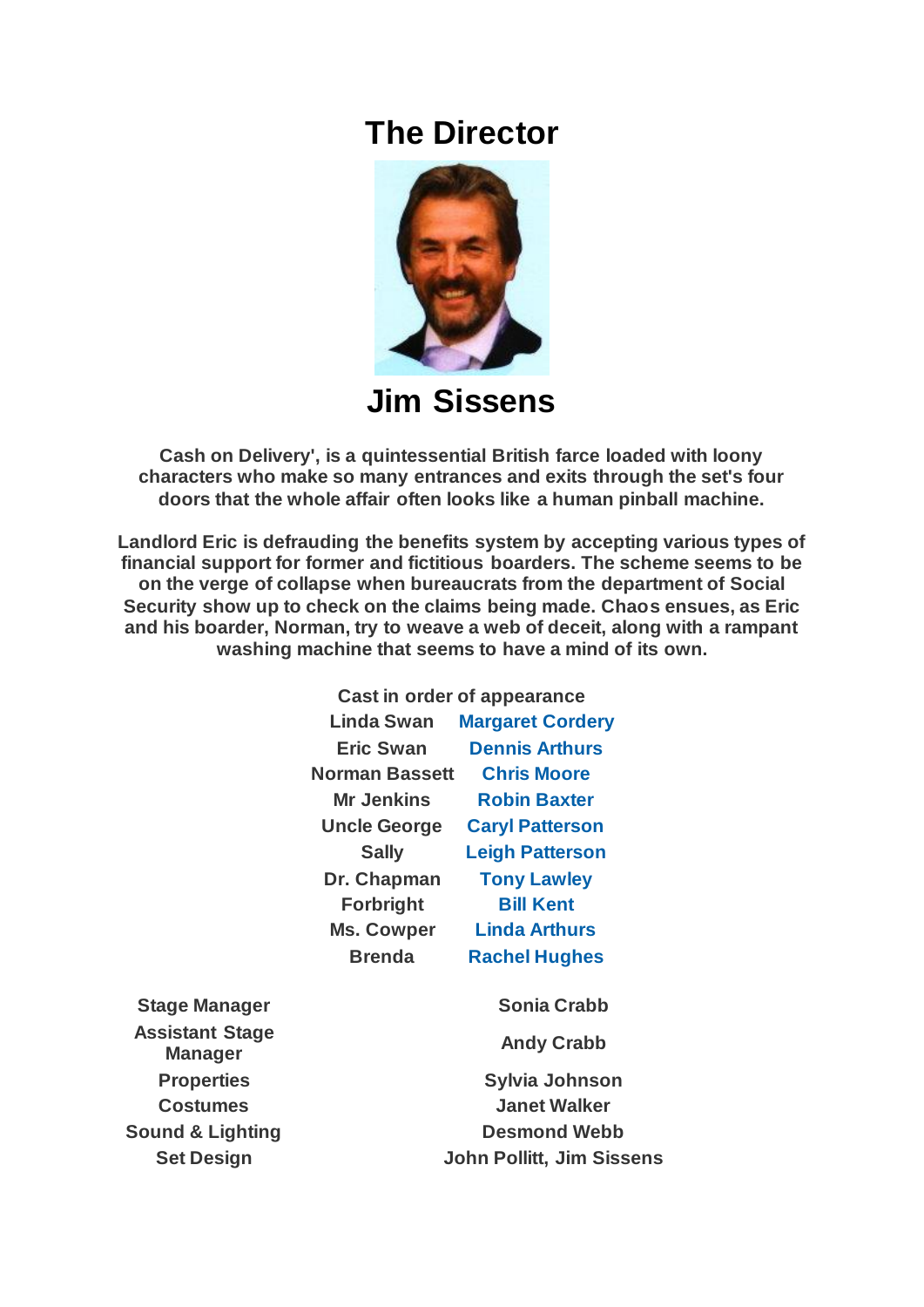# The Director

## Jim Sissens

**Cash on Delivery', is a quintessential British farce loaded with loony characters who make so many entrances and exits through the set's four doors that the whole affair often looks like a human pinball machine.**

**Landlord Eric is defrauding the benefits system by accepting various types of financial support for former and fictitious boarders. The scheme seems to be on the verge of collapse when bureaucrats from the department of Social Security show up to check on the claims being made. Chaos ensues, as Eric and his boarder, Norman, try to weave a web of deceit, along with a rampant washing machine that seems to have a mind of its own.**

Cast in order of appearance

| | |
|---|---|
| Linda Swan | Margaret Cordery |
| Eric Swan | Dennis Arthurs |
| Norman Bassett | Chris Moore |
| Mr Jenkins | Robin Baxter |
| Uncle George | Caryl Patterson |
| Sally | Leigh Patterson |
| Dr. Chapman | Tony Lawley |
| Forbright | Bill Kent |
| Ms. Cowper | Linda Arthurs |
| Brenda | Rachel Hughes |

| | |
|---|---|
| Stage Manager | Sonia Crabb |
| Assistant Stage Manager | Andy Crabb |
| Properties | Sylvia Johnson |
| Costumes | Janet Walker |
| Sound & Lighting | Desmond Webb |
| Set Design | John Pollitt, Jim Sissens |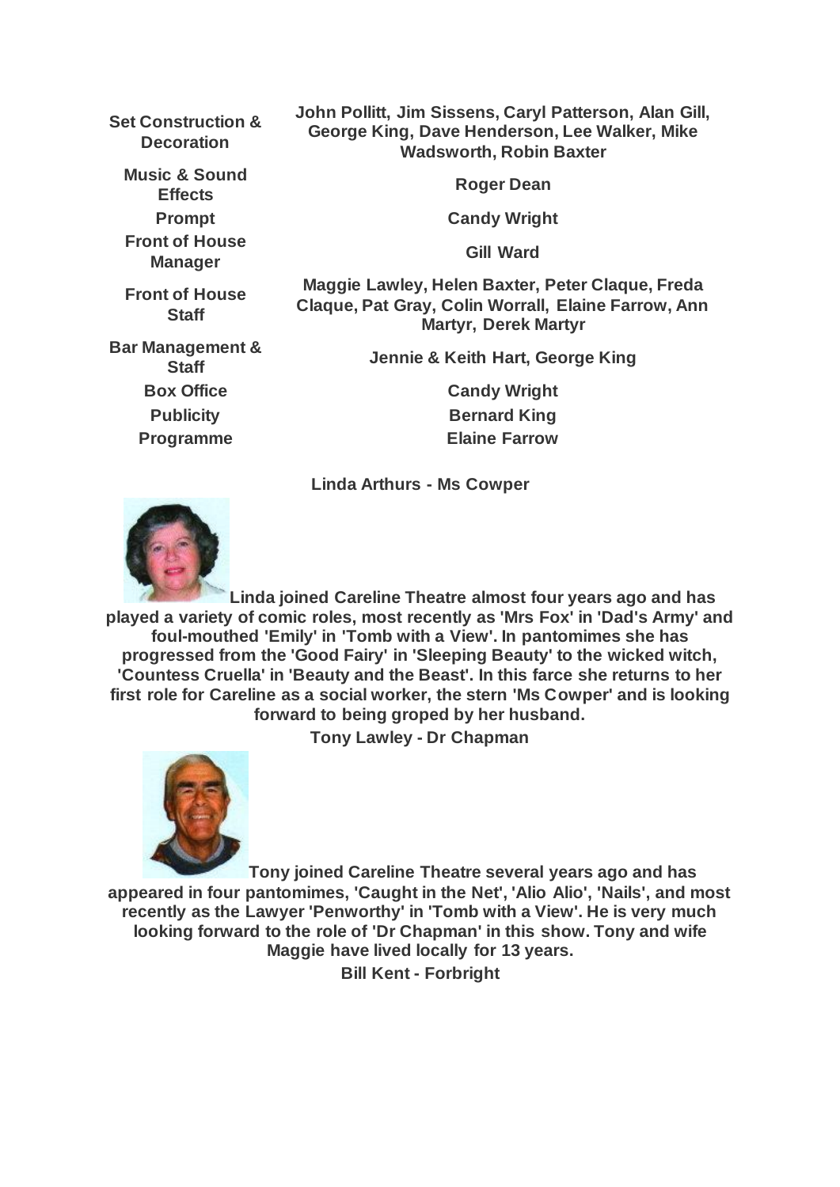| | |
|---|---|
| **Set Construction & Decoration** | **John Pollitt, Jim Sissens, Caryl Patterson, Alan Gill, George King, Dave Henderson, Lee Walker, Mike Wadsworth, Robin Baxter** |
| **Music & Sound Effects** | **Roger Dean** |
| **Prompt** | **Candy Wright** |
| **Front of House Manager** | **Gill Ward** |
| **Front of House Staff** | **Maggie Lawley, Helen Baxter, Peter Claque, Freda Claque, Pat Gray, Colin Worrall, Elaine Farrow, Ann Martyr, Derek Martyr** |
| **Bar Management & Staff** | **Jennie & Keith Hart, George King** |
| **Box Office** | **Candy Wright** |
| **Publicity** | **Bernard King** |
| **Programme** | **Elaine Farrow** |

**Linda Arthurs - Ms Cowper**

**Linda joined Careline Theatre almost four years ago and has played a variety of comic roles, most recently as 'Mrs Fox' in 'Dad's Army' and foul-mouthed 'Emily' in 'Tomb with a View'. In pantomimes she has progressed from the 'Good Fairy' in 'Sleeping Beauty' to the wicked witch, 'Countess Cruella' in 'Beauty and the Beast'. In this farce she returns to her first role for Careline as a social worker, the stern 'Ms Cowper' and is looking forward to being groped by her husband.**

**Tony Lawley - Dr Chapman**

**Tony joined Careline Theatre several years ago and has appeared in four pantomimes, 'Caught in the Net', 'Alio Alio', 'Nails', and most recently as the Lawyer 'Penworthy' in 'Tomb with a View'. He is very much looking forward to the role of 'Dr Chapman' in this show. Tony and wife Maggie have lived locally for 13 years.**

**Bill Kent - Forbright**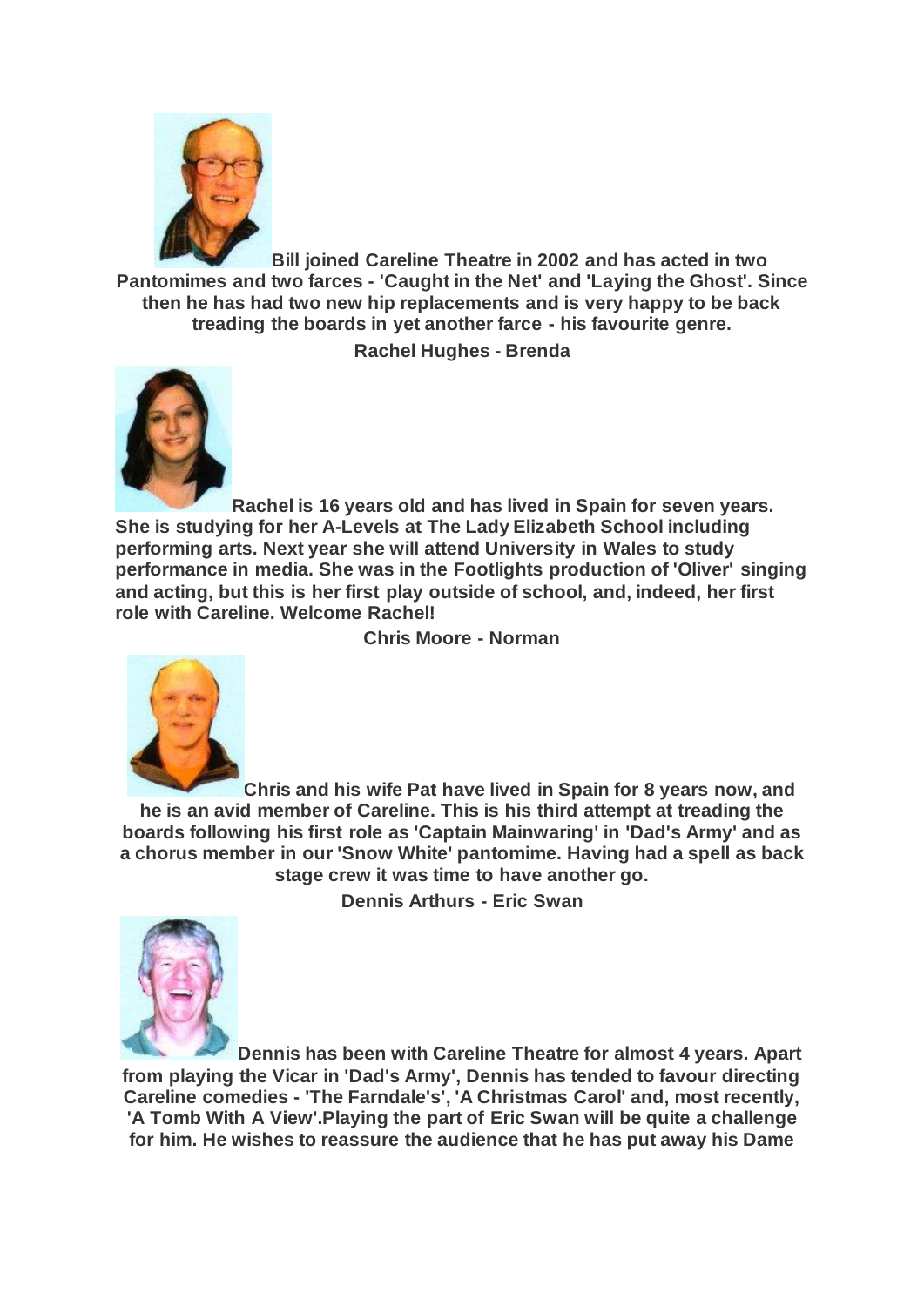**Bill joined Careline Theatre in 2002 and has acted in two Pantomimes and two farces - 'Caught in the Net' and 'Laying the Ghost'. Since then he has had two new hip replacements and is very happy to be back treading the boards in yet another farce - his favourite genre.**

**Rachel Hughes - Brenda**

**Rachel is 16 years old and has lived in Spain for seven years. She is studying for her A-Levels at The Lady Elizabeth School including performing arts. Next year she will attend University in Wales to study performance in media. She was in the Footlights production of 'Oliver' singing and acting, but this is her first play outside of school, and, indeed, her first role with Careline. Welcome Rachel!**

**Chris Moore - Norman**

**Chris and his wife Pat have lived in Spain for 8 years now, and he is an avid member of Careline. This is his third attempt at treading the boards following his first role as 'Captain Mainwaring' in 'Dad's Army' and as a chorus member in our 'Snow White' pantomime. Having had a spell as back stage crew it was time to have another go.**

**Dennis Arthurs - Eric Swan**

**Dennis has been with Careline Theatre for almost 4 years. Apart from playing the Vicar in 'Dad's Army', Dennis has tended to favour directing Careline comedies - 'The Farndale's', 'A Christmas Carol' and, most recently, 'A Tomb With A View'.Playing the part of Eric Swan will be quite a challenge for him. He wishes to reassure the audience that he has put away his Dame**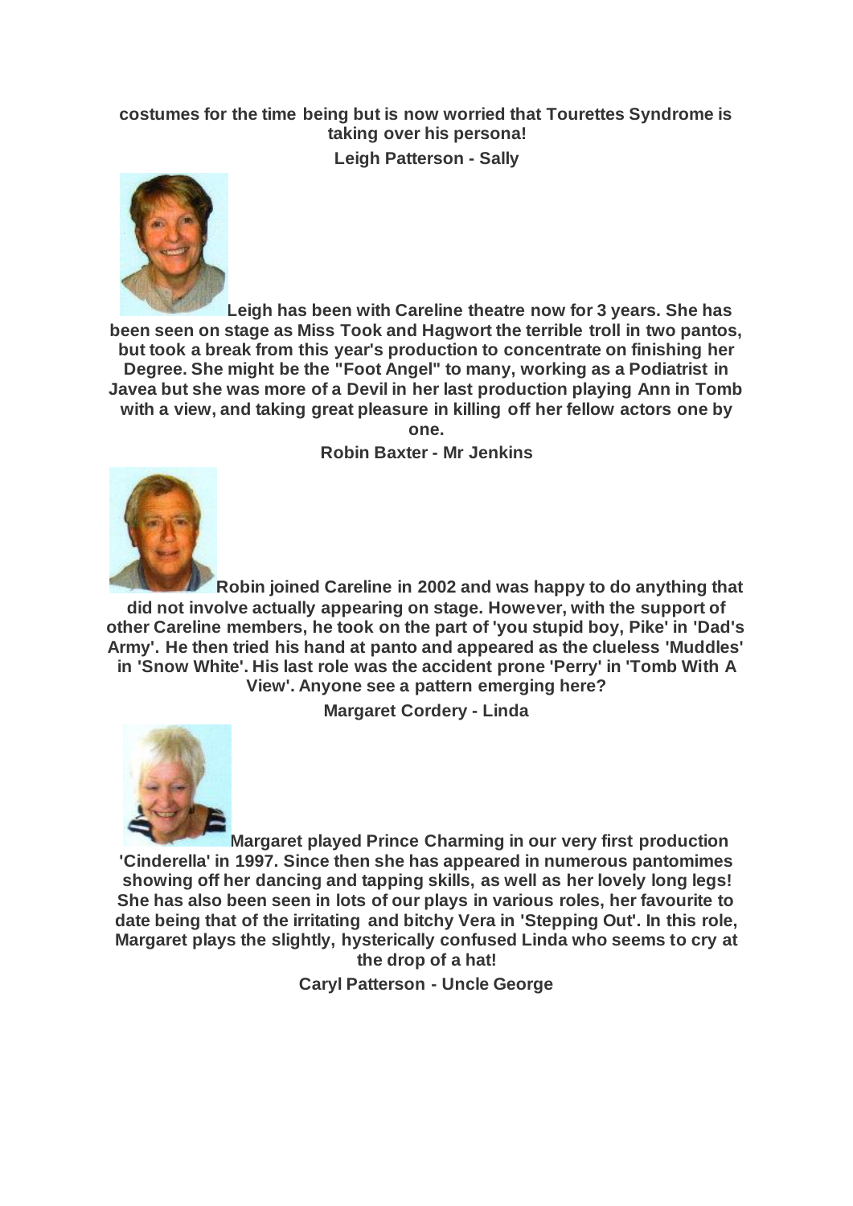**costumes for the time being but is now worried that Tourettes Syndrome is taking over his persona!**

**Leigh Patterson - Sally**

**Leigh has been with Careline theatre now for 3 years. She has been seen on stage as Miss Took and Hagwort the terrible troll in two pantos, but took a break from this year's production to concentrate on finishing her Degree. She might be the "Foot Angel" to many, working as a Podiatrist in Javea but she was more of a Devil in her last production playing Ann in Tomb with a view, and taking great pleasure in killing off her fellow actors one by one.**

**Robin Baxter - Mr Jenkins**

**Robin joined Careline in 2002 and was happy to do anything that did not involve actually appearing on stage. However, with the support of other Careline members, he took on the part of 'you stupid boy, Pike' in 'Dad's Army'. He then tried his hand at panto and appeared as the clueless 'Muddles' in 'Snow White'. His last role was the accident prone 'Perry' in 'Tomb With A View'. Anyone see a pattern emerging here?**

**Margaret Cordery - Linda**

**Margaret played Prince Charming in our very first production 'Cinderella' in 1997. Since then she has appeared in numerous pantomimes showing off her dancing and tapping skills, as well as her lovely long legs! She has also been seen in lots of our plays in various roles, her favourite to date being that of the irritating and bitchy Vera in 'Stepping Out'. In this role, Margaret plays the slightly, hysterically confused Linda who seems to cry at the drop of a hat!**

**Caryl Patterson - Uncle George**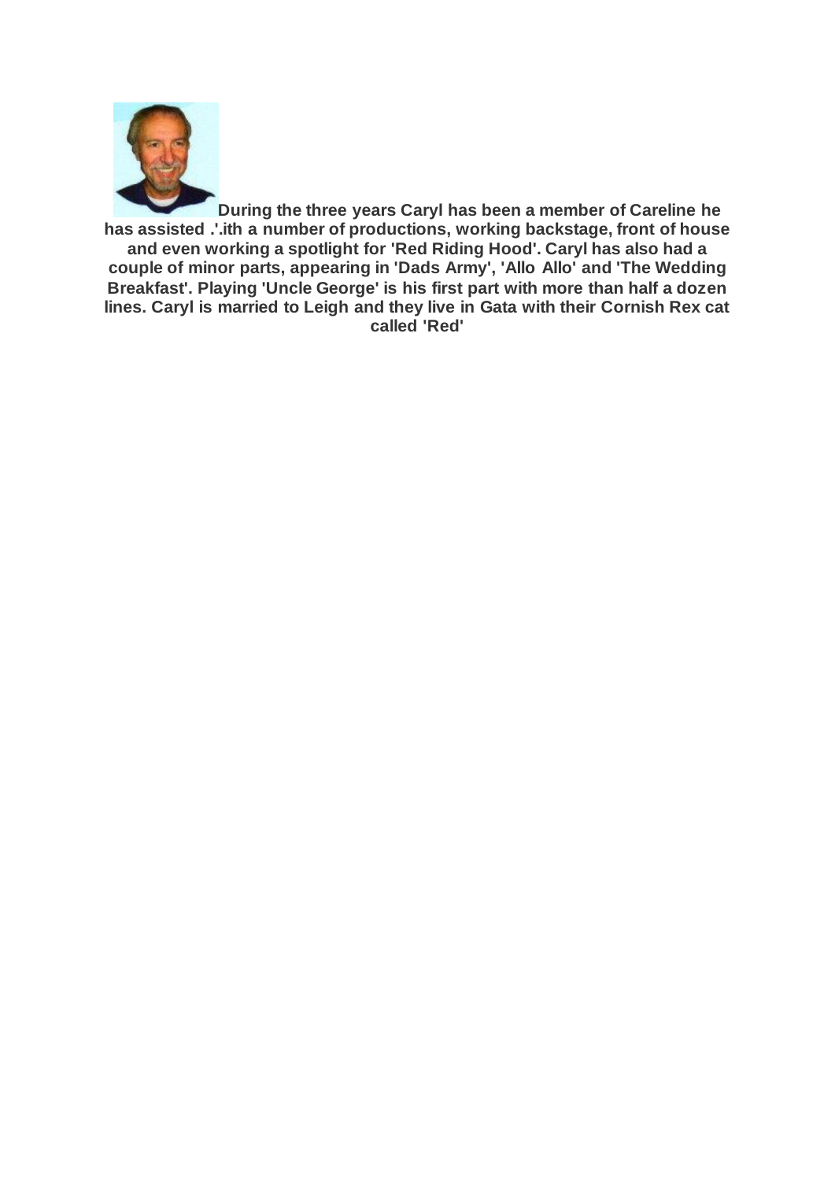**During the three years Caryl has been a member of Careline he has assisted .'.ith a number of productions, working backstage, front of house and even working a spotlight for 'Red Riding Hood'. Caryl has also had a couple of minor parts, appearing in 'Dads Army', 'Allo Allo' and 'The Wedding Breakfast'. Playing 'Uncle George' is his first part with more than half a dozen lines. Caryl is married to Leigh and they live in Gata with their Cornish Rex cat called 'Red'**